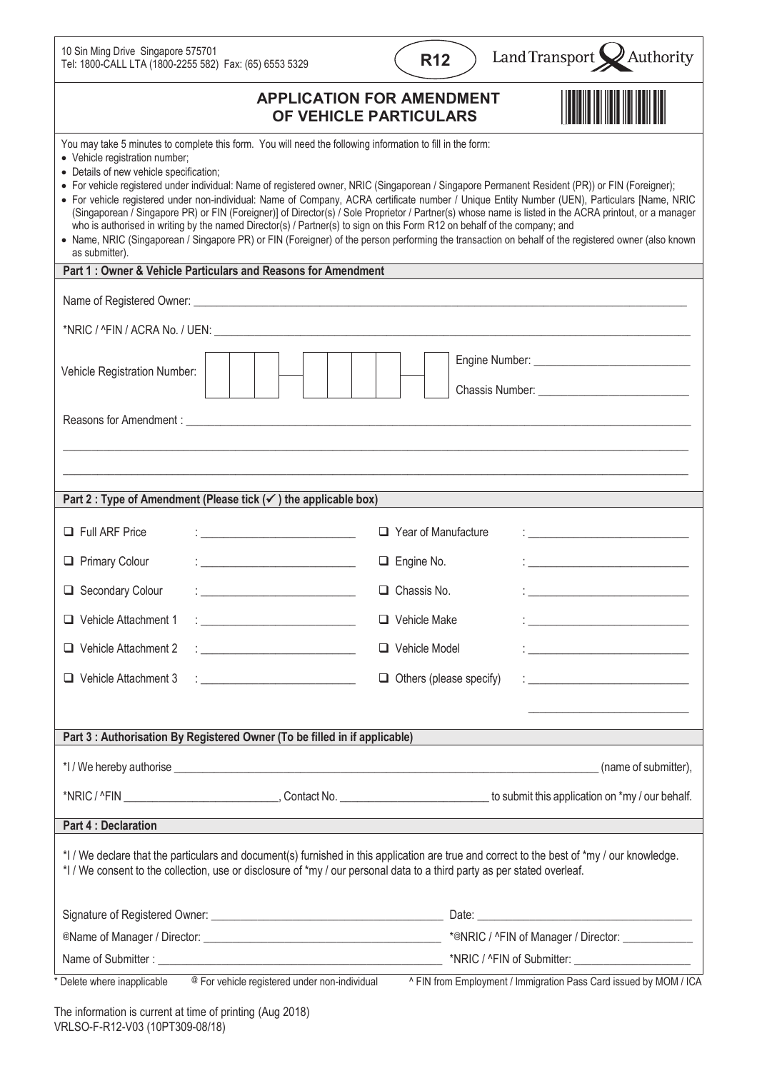10 Sin Ming Drive Singapore 575701
Tel: 1800-CALL LTA (1800-2255 582) Fax: (65) 6553 5329

**R12**

Land Transport Authority

# APPLICATION FOR AMENDMENT OF VEHICLE PARTICULARS

You may take 5 minutes to complete this form. You will need the following information to fill in the form:

- Vehicle registration number;
- Details of new vehicle specification;
- For vehicle registered under individual: Name of registered owner, NRIC (Singaporean / Singapore Permanent Resident (PR)) or FIN (Foreigner);
- For vehicle registered under non-individual: Name of Company, ACRA certificate number / Unique Entity Number (UEN), Particulars [Name, NRIC (Singaporean / Singapore PR) or FIN (Foreigner)] of Director(s) / Sole Proprietor / Partner(s) whose name is listed in the ACRA printout, or a manager who is authorised in writing by the named Director(s) / Partner(s) to sign on this Form R12 on behalf of the company; and
- Name, NRIC (Singaporean / Singapore PR) or FIN (Foreigner) of the person performing the transaction on behalf of the registered owner (also known as submitter).

## Part 1 : Owner & Vehicle Particulars and Reasons for Amendment

Name of Registered Owner: ______________________________

*NRIC / ^FIN / ACRA No. / UEN: ______________________________

Vehicle Registration Number: [ ][ ][ ] – [ ][ ][ ][ ] – [ ]

Engine Number: ______________________________

Chassis Number: ______________________________

Reasons for Amendment : ______________________________

______________________________

______________________________

## Part 2 : Type of Amendment (Please tick (✓) the applicable box)

| | | | |
|---|---|---|---|
| ☐ Full ARF Price | : ____________ | ☐ Year of Manufacture | : ____________ |
| ☐ Primary Colour | : ____________ | ☐ Engine No. | : ____________ |
| ☐ Secondary Colour | : ____________ | ☐ Chassis No. | : ____________ |
| ☐ Vehicle Attachment 1 | : ____________ | ☐ Vehicle Make | : ____________ |
| ☐ Vehicle Attachment 2 | : ____________ | ☐ Vehicle Model | : ____________ |
| ☐ Vehicle Attachment 3 | : ____________ | ☐ Others (please specify) | : ____________ |
| | | | ____________ |

## Part 3 : Authorisation By Registered Owner (To be filled in if applicable)

*I / We hereby authorise ______________________________ (name of submitter),

*NRIC / ^FIN ____________, Contact No. ____________ to submit this application on *my / our behalf.

## Part 4 : Declaration

*I / We declare that the particulars and document(s) furnished in this application are true and correct to the best of *my / our knowledge.
*I / We consent to the collection, use or disclosure of *my / our personal data to a third party as per stated overleaf.

Signature of Registered Owner: ______________________________ Date: ____________

@Name of Manager / Director: ______________________________ *@NRIC / ^FIN of Manager / Director: ____________

Name of Submitter : ______________________________ *NRIC / ^FIN of Submitter: ____________

\* Delete where inapplicable    @ For vehicle registered under non-individual    ^ FIN from Employment / Immigration Pass Card issued by MOM / ICA

The information is current at time of printing (Aug 2018)
VRLSO-F-R12-V03 (10PT309-08/18)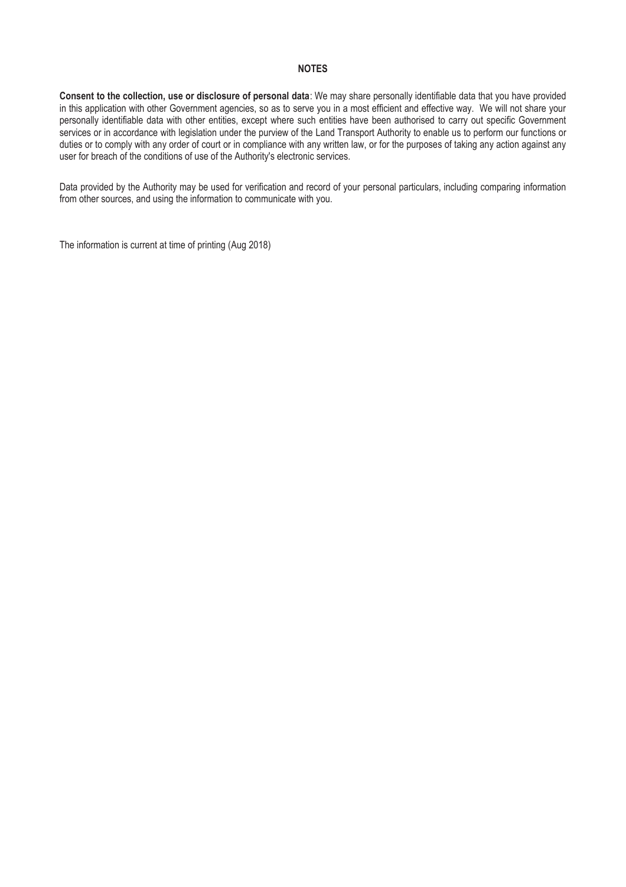## NOTES

**Consent to the collection, use or disclosure of personal data**: We may share personally identifiable data that you have provided in this application with other Government agencies, so as to serve you in a most efficient and effective way. We will not share your personally identifiable data with other entities, except where such entities have been authorised to carry out specific Government services or in accordance with legislation under the purview of the Land Transport Authority to enable us to perform our functions or duties or to comply with any order of court or in compliance with any written law, or for the purposes of taking any action against any user for breach of the conditions of use of the Authority's electronic services.

Data provided by the Authority may be used for verification and record of your personal particulars, including comparing information from other sources, and using the information to communicate with you.

The information is current at time of printing (Aug 2018)